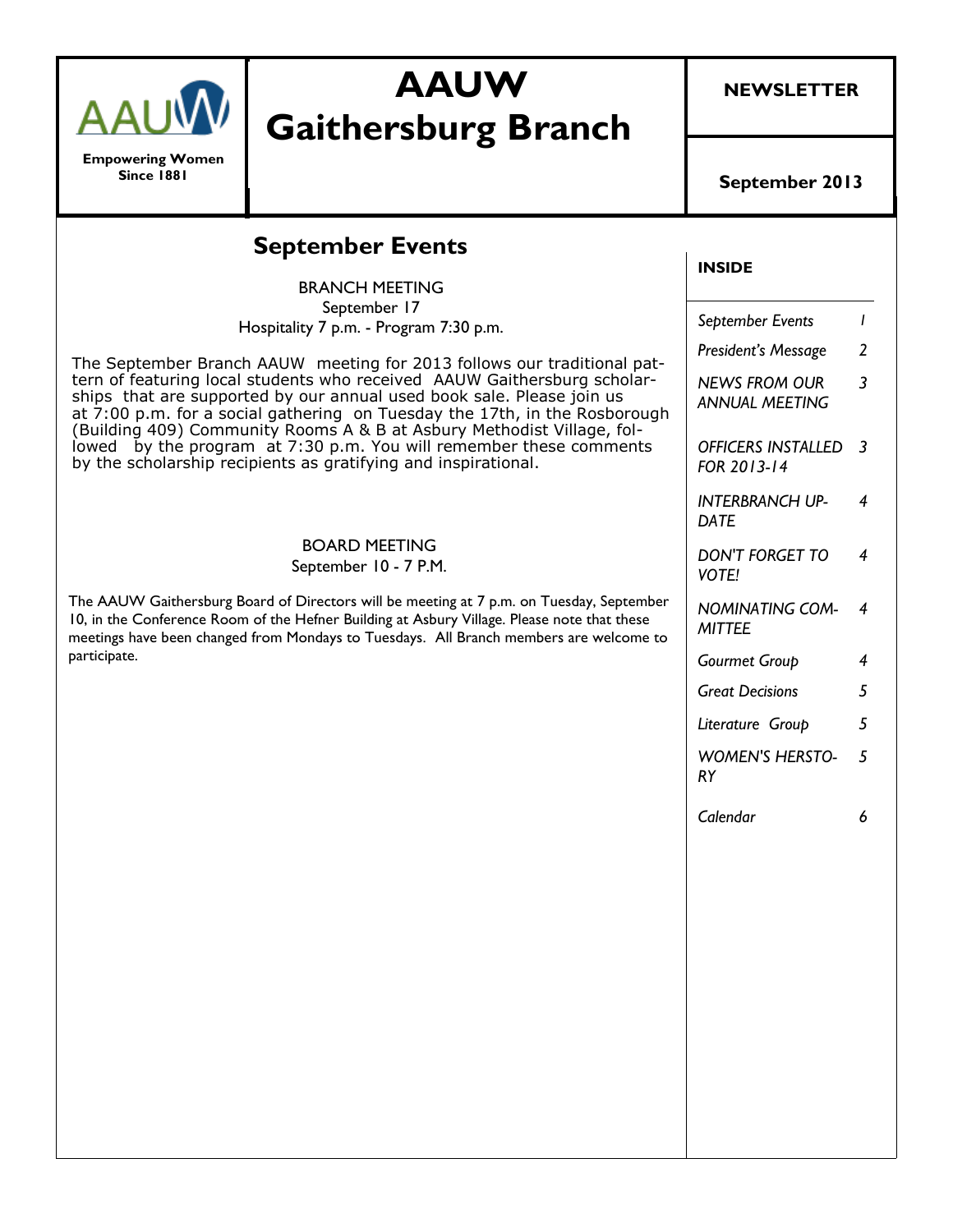**Empowering Women Since 1881**

# AAUW Gaithersburg Branch

**NEWSLETTER**

**September 2013**

## September Events

BRANCH MEETING
September 17
Hospitality 7 p.m. - Program 7:30 p.m.

The September Branch AAUW meeting for 2013 follows our traditional pattern of featuring local students who received AAUW Gaithersburg scholarships that are supported by our annual used book sale. Please join us at 7:00 p.m. for a social gathering on Tuesday the 17th, in the Rosborough (Building 409) Community Rooms A & B at Asbury Methodist Village, followed by the program at 7:30 p.m. You will remember these comments by the scholarship recipients as gratifying and inspirational.

BOARD MEETING
September 10 - 7 P.M.

The AAUW Gaithersburg Board of Directors will be meeting at 7 p.m. on Tuesday, September 10, in the Conference Room of the Hefner Building at Asbury Village. Please note that these meetings have been changed from Mondays to Tuesdays. All Branch members are welcome to participate.

**INSIDE**

| | |
|---|---|
| *September Events* | *1* |
| *President's Message* | *2* |
| *NEWS FROM OUR ANNUAL MEETING* | *3* |
| *OFFICERS INSTALLED FOR 2013-14* | *3* |
| *INTERBRANCH UPDATE* | *4* |
| *DON'T FORGET TO VOTE!* | *4* |
| *NOMINATING COMMITTEE* | *4* |
| *Gourmet Group* | *4* |
| *Great Decisions* | *5* |
| *Literature Group* | *5* |
| *WOMEN'S HERSTORY* | *5* |
| *Calendar* | *6* |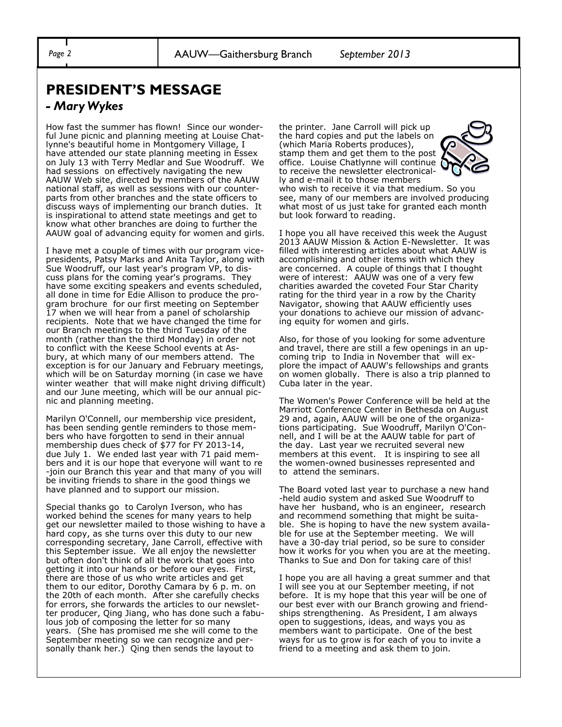## PRESIDENT'S MESSAGE

### *- Mary Wykes*

How fast the summer has flown! Since our wonderful June picnic and planning meeting at Louise Chatlynne's beautiful home in Montgomery Village, I have attended our state planning meeting in Essex on July 13 with Terry Medlar and Sue Woodruff. We had sessions on effectively navigating the new AAUW Web site, directed by members of the AAUW national staff, as well as sessions with our counterparts from other branches and the state officers to discuss ways of implementing our branch duties. It is inspirational to attend state meetings and get to know what other branches are doing to further the AAUW goal of advancing equity for women and girls.

I have met a couple of times with our program vice-presidents, Patsy Marks and Anita Taylor, along with Sue Woodruff, our last year's program VP, to discuss plans for the coming year's programs. They have some exciting speakers and events scheduled, all done in time for Edie Allison to produce the program brochure for our first meeting on September 17 when we will hear from a panel of scholarship recipients. Note that we have changed the time for our Branch meetings to the third Tuesday of the month (rather than the third Monday) in order not to conflict with the Keese School events at Asbury, at which many of our members attend. The exception is for our January and February meetings, which will be on Saturday morning (in case we have winter weather that will make night driving difficult) and our June meeting, which will be our annual picnic and planning meeting.

Marilyn O'Connell, our membership vice president, has been sending gentle reminders to those members who have forgotten to send in their annual membership dues check of $77 for FY 2013-14, due July 1. We ended last year with 71 paid members and it is our hope that everyone will want to re-join our Branch this year and that many of you will be inviting friends to share in the good things we have planned and to support our mission.

Special thanks go to Carolyn Iverson, who has worked behind the scenes for many years to help get our newsletter mailed to those wishing to have a hard copy, as she turns over this duty to our new corresponding secretary, Jane Carroll, effective with this September issue. We all enjoy the newsletter but often don't think of all the work that goes into getting it into our hands or before our eyes. First, there are those of us who write articles and get them to our editor, Dorothy Camara by 6 p. m. on the 20th of each month. After she carefully checks for errors, she forwards the articles to our newsletter producer, Qing Jiang, who has done such a fabulous job of composing the letter for so many years. (She has promised me she will come to the September meeting so we can recognize and personally thank her.) Qing then sends the layout to the printer. Jane Carroll will pick up the hard copies and put the labels on (which Maria Roberts produces), stamp them and get them to the post office. Louise Chatlynne will continue to receive the newsletter electronically and e-mail it to those members who wish to receive it via that medium. So you see, many of our members are involved producing what most of us just take for granted each month but look forward to reading.

I hope you all have received this week the August 2013 AAUW Mission & Action E-Newsletter. It was filled with interesting articles about what AAUW is accomplishing and other items with which they are concerned. A couple of things that I thought were of interest: AAUW was one of a very few charities awarded the coveted Four Star Charity rating for the third year in a row by the Charity Navigator, showing that AAUW efficiently uses your donations to achieve our mission of advancing equity for women and girls.

Also, for those of you looking for some adventure and travel, there are still a few openings in an upcoming trip to India in November that will explore the impact of AAUW's fellowships and grants on women globally. There is also a trip planned to Cuba later in the year.

The Women's Power Conference will be held at the Marriott Conference Center in Bethesda on August 29 and, again, AAUW will be one of the organizations participating. Sue Woodruff, Marilyn O'Connell, and I will be at the AAUW table for part of the day. Last year we recruited several new members at this event. It is inspiring to see all the women-owned businesses represented and to attend the seminars.

The Board voted last year to purchase a new hand-held audio system and asked Sue Woodruff to have her husband, who is an engineer, research and recommend something that might be suitable. She is hoping to have the new system available for use at the September meeting. We will have a 30-day trial period, so be sure to consider how it works for you when you are at the meeting. Thanks to Sue and Don for taking care of this!

I hope you are all having a great summer and that I will see you at our September meeting, if not before. It is my hope that this year will be one of our best ever with our Branch growing and friendships strengthening. As President, I am always open to suggestions, ideas, and ways you as members want to participate. One of the best ways for us to grow is for each of you to invite a friend to a meeting and ask them to join.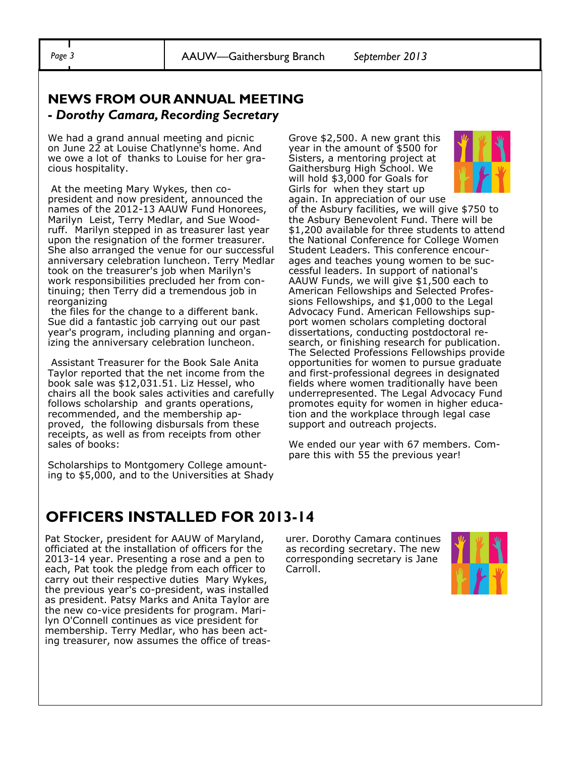## NEWS FROM OUR ANNUAL MEETING

### *- Dorothy Camara, Recording Secretary*

We had a grand annual meeting and picnic on June 22 at Louise Chatlynne's home. And we owe a lot of thanks to Louise for her gracious hospitality.

At the meeting Mary Wykes, then co-president and now president, announced the names of the 2012-13 AAUW Fund Honorees, Marilyn Leist, Terry Medlar, and Sue Woodruff. Marilyn stepped in as treasurer last year upon the resignation of the former treasurer. She also arranged the venue for our successful anniversary celebration luncheon. Terry Medlar took on the treasurer's job when Marilyn's work responsibilities precluded her from continuing; then Terry did a tremendous job in reorganizing the files for the change to a different bank. Sue did a fantastic job carrying out our past year's program, including planning and organizing the anniversary celebration luncheon.

Assistant Treasurer for the Book Sale Anita Taylor reported that the net income from the book sale was $12,031.51. Liz Hessel, who chairs all the book sales activities and carefully follows scholarship and grants operations, recommended, and the membership approved, the following disbursals from these receipts, as well as from receipts from other sales of books:

Scholarships to Montgomery College amounting to $5,000, and to the Universities at Shady Grove $2,500. A new grant this year in the amount of $500 for Sisters, a mentoring project at Gaithersburg High School. We will hold $3,000 for Goals for Girls for when they start up again. In appreciation of our use of the Asbury facilities, we will give $750 to the Asbury Benevolent Fund. There will be $1,200 available for three students to attend the National Conference for College Women Student Leaders. This conference encourages and teaches young women to be successful leaders. In support of national's AAUW Funds, we will give $1,500 each to American Fellowships and Selected Professions Fellowships, and $1,000 to the Legal Advocacy Fund. American Fellowships support women scholars completing doctoral dissertations, conducting postdoctoral research, or finishing research for publication. The Selected Professions Fellowships provide opportunities for women to pursue graduate and first-professional degrees in designated fields where women traditionally have been underrepresented. The Legal Advocacy Fund promotes equity for women in higher education and the workplace through legal case support and outreach projects.

We ended our year with 67 members. Compare this with 55 the previous year!

## OFFICERS INSTALLED FOR 2013-14

Pat Stocker, president for AAUW of Maryland, officiated at the installation of officers for the 2013-14 year. Presenting a rose and a pen to each, Pat took the pledge from each officer to carry out their respective duties Mary Wykes, the previous year's co-president, was installed as president. Patsy Marks and Anita Taylor are the new co-vice presidents for program. Marilyn O'Connell continues as vice president for membership. Terry Medlar, who has been acting treasurer, now assumes the office of treasurer. Dorothy Camara continues as recording secretary. The new corresponding secretary is Jane Carroll.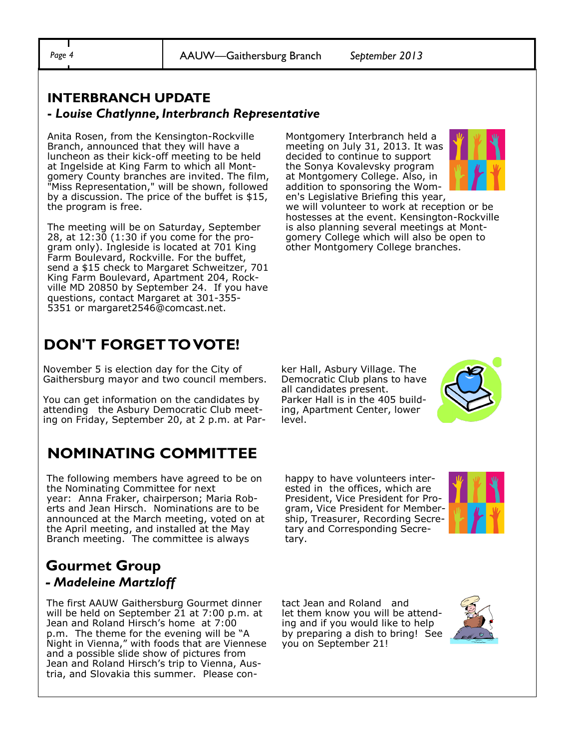## INTERBRANCH UPDATE

***- Louise Chatlynne, Interbranch Representative***

Anita Rosen, from the Kensington-Rockville Branch, announced that they will have a luncheon as their kick-off meeting to be held at Ingelside at King Farm to which all Montgomery County branches are invited. The film, "Miss Representation," will be shown, followed by a discussion. The price of the buffet is $15, the program is free.

The meeting will be on Saturday, September 28, at 12:30 (1:30 if you come for the program only). Ingleside is located at 701 King Farm Boulevard, Rockville. For the buffet, send a $15 check to Margaret Schweitzer, 701 King Farm Boulevard, Apartment 204, Rockville MD 20850 by September 24. If you have questions, contact Margaret at 301-355-5351 or margaret2546@comcast.net.

Montgomery Interbranch held a meeting on July 31, 2013. It was decided to continue to support the Sonya Kovalevsky program at Montgomery College. Also, in addition to sponsoring the Women's Legislative Briefing this year, we will volunteer to work at reception or be hostesses at the event. Kensington-Rockville is also planning several meetings at Montgomery College which will also be open to other Montgomery College branches.

## DON'T FORGET TO VOTE!

November 5 is election day for the City of Gaithersburg mayor and two council members.

You can get information on the candidates by attending the Asbury Democratic Club meeting on Friday, September 20, at 2 p.m. at Parker Hall, Asbury Village. The Democratic Club plans to have all candidates present. Parker Hall is in the 405 building, Apartment Center, lower level.

## NOMINATING COMMITTEE

The following members have agreed to be on the Nominating Committee for next year: Anna Fraker, chairperson; Maria Roberts and Jean Hirsch. Nominations are to be announced at the March meeting, voted on at the April meeting, and installed at the May Branch meeting. The committee is always happy to have volunteers interested in the offices, which are President, Vice President for Program, Vice President for Membership, Treasurer, Recording Secretary and Corresponding Secretary.

## Gourmet Group

***- Madeleine Martzloff***

The first AAUW Gaithersburg Gourmet dinner will be held on September 21 at 7:00 p.m. at Jean and Roland Hirsch's home at 7:00 p.m. The theme for the evening will be "A Night in Vienna," with foods that are Viennese and a possible slide show of pictures from Jean and Roland Hirsch's trip to Vienna, Austria, and Slovakia this summer. Please contact Jean and Roland and let them know you will be attending and if you would like to help by preparing a dish to bring! See you on September 21!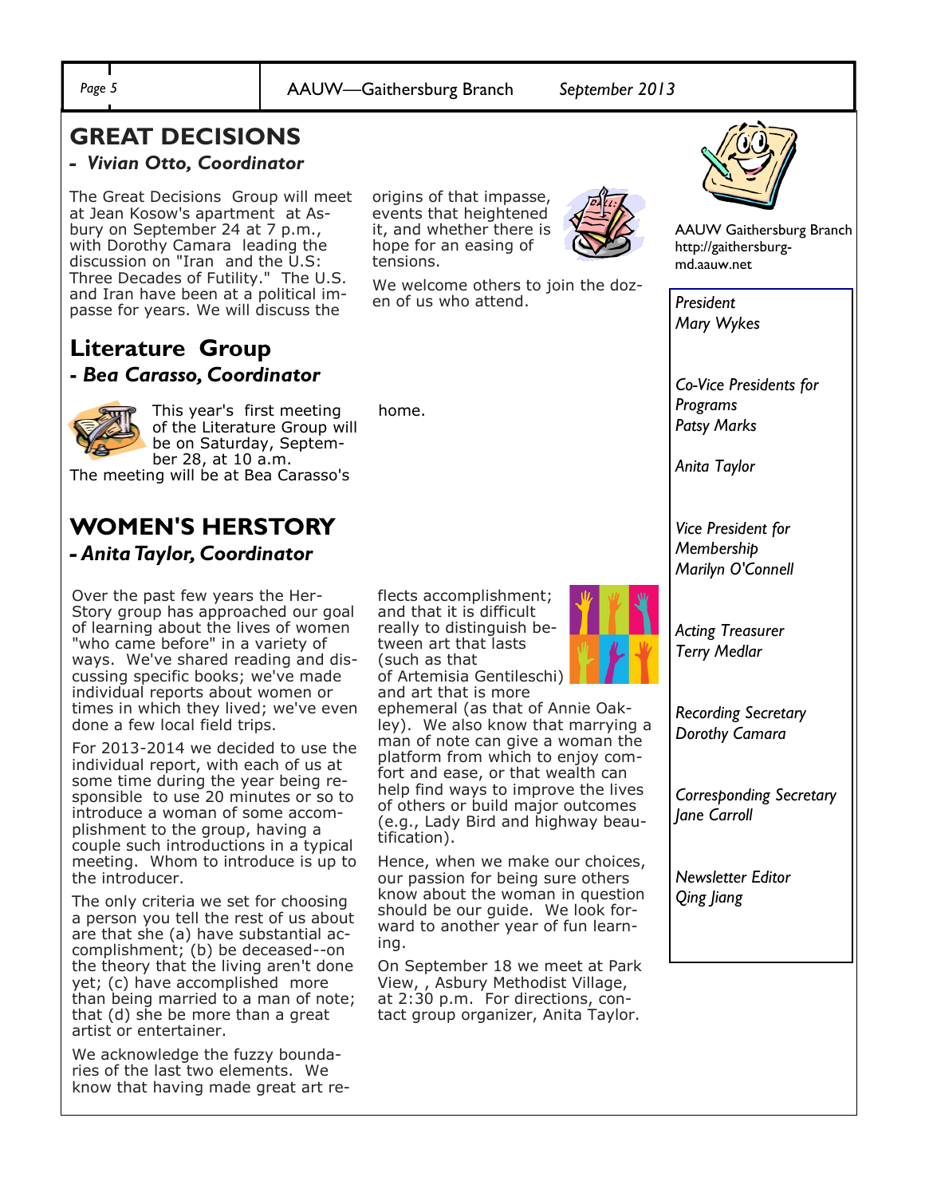## GREAT DECISIONS

### *- Vivian Otto, Coordinator*

The Great Decisions Group will meet at Jean Kosow's apartment at Asbury on September 24 at 7 p.m., with Dorothy Camara leading the discussion on "Iran and the U.S: Three Decades of Futility." The U.S. and Iran have been at a political impasse for years. We will discuss the origins of that impasse, events that heightened it, and whether there is hope for an easing of tensions.

We welcome others to join the dozen of us who attend.

## Literature Group

### *- Bea Carasso, Coordinator*

This year's first meeting of the Literature Group will be on Saturday, September 28, at 10 a.m. The meeting will be at Bea Carasso's home.

## WOMEN'S HERSTORY

### *- Anita Taylor, Coordinator*

Over the past few years the HerStory group has approached our goal of learning about the lives of women "who came before" in a variety of ways. We've shared reading and discussing specific books; we've made individual reports about women or times in which they lived; we've even done a few local field trips.

For 2013-2014 we decided to use the individual report, with each of us at some time during the year being responsible to use 20 minutes or so to introduce a woman of some accomplishment to the group, having a couple such introductions in a typical meeting. Whom to introduce is up to the introducer.

The only criteria we set for choosing a person you tell the rest of us about are that she (a) have substantial accomplishment; (b) be deceased--on the theory that the living aren't done yet; (c) have accomplished more than being married to a man of note; that (d) she be more than a great artist or entertainer.

We acknowledge the fuzzy boundaries of the last two elements. We know that having made great art reflects accomplishment; and that it is difficult really to distinguish between art that lasts (such as that of Artemisia Gentileschi) and art that is more ephemeral (as that of Annie Oakley). We also know that marrying a man of note can give a woman the platform from which to enjoy comfort and ease, or that wealth can help find ways to improve the lives of others or build major outcomes (e.g., Lady Bird and highway beautification).

Hence, when we make our choices, our passion for being sure others know about the woman in question should be our guide. We look forward to another year of fun learning.

On September 18 we meet at Park View, , Asbury Methodist Village, at 2:30 p.m. For directions, contact group organizer, Anita Taylor.

---

AAUW Gaithersburg Branch
http://gaithersburg-md.aauw.net

*President*
*Mary Wykes*

*Co-Vice Presidents for Programs*
*Patsy Marks*

*Anita Taylor*

*Vice President for Membership*
*Marilyn O'Connell*

*Acting Treasurer*
*Terry Medlar*

*Recording Secretary*
*Dorothy Camara*

*Corresponding Secretary*
*Jane Carroll*

*Newsletter Editor*
*Qing Jiang*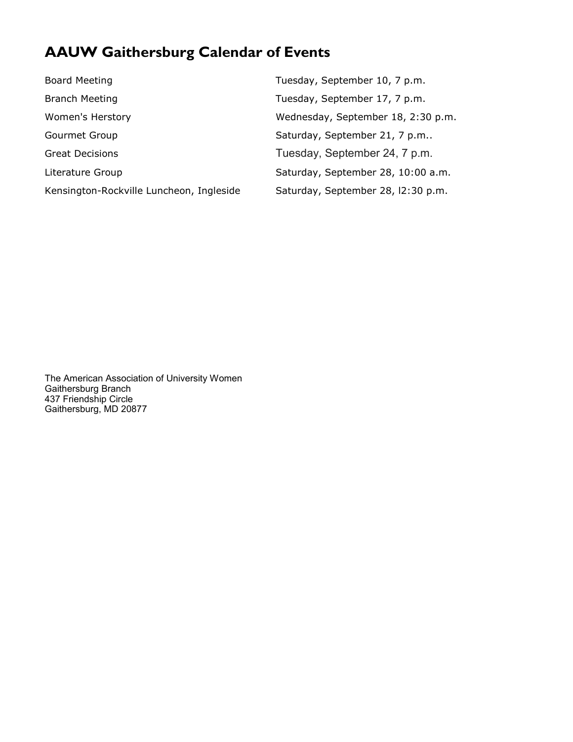## AAUW Gaithersburg Calendar of Events

| | |
|---|---|
| Board Meeting | Tuesday, September 10, 7 p.m. |
| Branch Meeting | Tuesday, September 17, 7 p.m. |
| Women's Herstory | Wednesday, September 18, 2:30 p.m. |
| Gourmet Group | Saturday, September 21, 7 p.m.. |
| Great Decisions | Tuesday, September 24, 7 p.m. |
| Literature Group | Saturday, September 28, 10:00 a.m. |
| Kensington-Rockville Luncheon, Ingleside | Saturday, September 28, l2:30 p.m. |

The American Association of University Women
Gaithersburg Branch
437 Friendship Circle
Gaithersburg, MD 20877